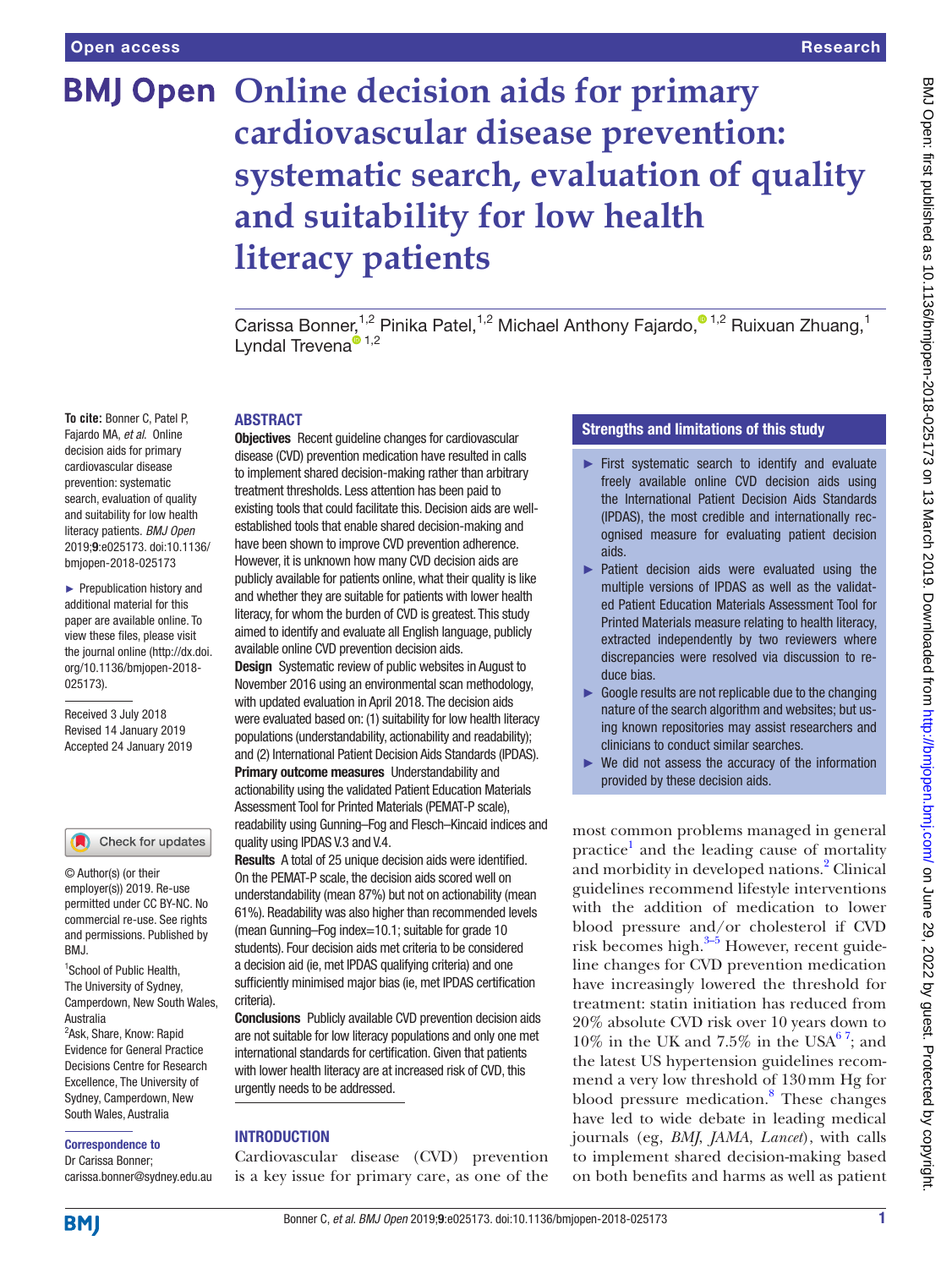Open access

Research

# Online decision aids for primary cardiovascular disease prevention: systematic search, evaluation of quality and suitability for low health literacy patients

Carissa Bonner,[1,2] Pinika Patel,[1,2] Michael Anthony Fajardo,[1,2] Ruixuan Zhuang,[1] Lyndal Trevena[1,2]

**To cite:** Bonner C, Patel P, Fajardo MA, *et al*. Online decision aids for primary cardiovascular disease prevention: systematic search, evaluation of quality and suitability for low health literacy patients. *BMJ Open* 2019;**9**:e025173. doi:10.1136/bmjopen-2018-025173

► Prepublication history and additional material for this paper are available online. To view these files, please visit the journal online (http://dx.doi.org/10.1136/bmjopen-2018-025173).

Received 3 July 2018
Revised 14 January 2019
Accepted 24 January 2019

© Author(s) (or their employer(s)) 2019. Re-use permitted under CC BY-NC. No commercial re-use. See rights and permissions. Published by BMJ.

[1]School of Public Health, The University of Sydney, Camperdown, New South Wales, Australia
[2]Ask, Share, Know: Rapid Evidence for General Practice Decisions Centre for Research Excellence, The University of Sydney, Camperdown, New South Wales, Australia

**Correspondence to**
Dr Carissa Bonner;
carissa.bonner@sydney.edu.au

## ABSTRACT

**Objectives** Recent guideline changes for cardiovascular disease (CVD) prevention medication have resulted in calls to implement shared decision-making rather than arbitrary treatment thresholds. Less attention has been paid to existing tools that could facilitate this. Decision aids are well-established tools that enable shared decision-making and have been shown to improve CVD prevention adherence. However, it is unknown how many CVD decision aids are publicly available for patients online, what their quality is like and whether they are suitable for patients with lower health literacy, for whom the burden of CVD is greatest. This study aimed to identify and evaluate all English language, publicly available online CVD prevention decision aids.

**Design** Systematic review of public websites in August to November 2016 using an environmental scan methodology, with updated evaluation in April 2018. The decision aids were evaluated based on: (1) suitability for low health literacy populations (understandability, actionability and readability); and (2) International Patient Decision Aids Standards (IPDAS).

**Primary outcome measures** Understandability and actionability using the validated Patient Education Materials Assessment Tool for Printed Materials (PEMAT-P scale), readability using Gunning–Fog and Flesch–Kincaid indices and quality using IPDAS V.3 and V.4.

**Results** A total of 25 unique decision aids were identified. On the PEMAT-P scale, the decision aids scored well on understandability (mean 87%) but not on actionability (mean 61%). Readability was also higher than recommended levels (mean Gunning–Fog index=10.1; suitable for grade 10 students). Four decision aids met criteria to be considered a decision aid (ie, met IPDAS qualifying criteria) and one sufficiently minimised major bias (ie, met IPDAS certification criteria).

**Conclusions** Publicly available CVD prevention decision aids are not suitable for low literacy populations and only one met international standards for certification. Given that patients with lower health literacy are at increased risk of CVD, this urgently needs to be addressed.

## Strengths and limitations of this study

- ► First systematic search to identify and evaluate freely available online CVD decision aids using the International Patient Decision Aids Standards (IPDAS), the most credible and internationally recognised measure for evaluating patient decision aids.
- ► Patient decision aids were evaluated using the multiple versions of IPDAS as well as the validated Patient Education Materials Assessment Tool for Printed Materials measure relating to health literacy, extracted independently by two reviewers where discrepancies were resolved via discussion to reduce bias.
- ► Google results are not replicable due to the changing nature of the search algorithm and websites; but using known repositories may assist researchers and clinicians to conduct similar searches.
- ► We did not assess the accuracy of the information provided by these decision aids.

## INTRODUCTION

Cardiovascular disease (CVD) prevention is a key issue for primary care, as one of the most common problems managed in general practice[1] and the leading cause of mortality and morbidity in developed nations.[2] Clinical guidelines recommend lifestyle interventions with the addition of medication to lower blood pressure and/or cholesterol if CVD risk becomes high.[3–5] However, recent guideline changes for CVD prevention medication have increasingly lowered the threshold for treatment: statin initiation has reduced from 20% absolute CVD risk over 10 years down to 10% in the UK and 7.5% in the USA[6 7]; and the latest US hypertension guidelines recommend a very low threshold of 130 mm Hg for blood pressure medication.[8] These changes have led to wide debate in leading medical journals (eg, *BMJ*, *JAMA*, *Lancet*), with calls to implement shared decision-making based on both benefits and harms as well as patient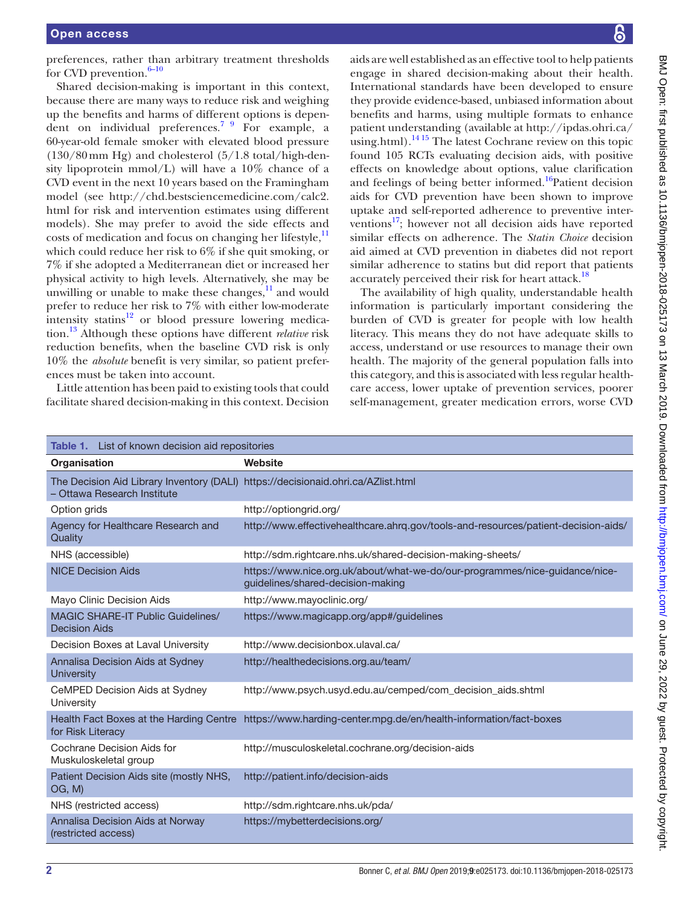preferences, rather than arbitrary treatment thresholds for CVD prevention.[6–10]

Shared decision-making is important in this context, because there are many ways to reduce risk and weighing up the benefits and harms of different options is dependent on individual preferences.[7 9] For example, a 60-year-old female smoker with elevated blood pressure (130/80 mm Hg) and cholesterol (5/1.8 total/high-density lipoprotein mmol/L) will have a 10% chance of a CVD event in the next 10 years based on the Framingham model (see http://chd.bestsciencemedicine.com/calc2.html for risk and intervention estimates using different models). She may prefer to avoid the side effects and costs of medication and focus on changing her lifestyle,[11] which could reduce her risk to 6% if she quit smoking, or 7% if she adopted a Mediterranean diet or increased her physical activity to high levels. Alternatively, she may be unwilling or unable to make these changes,[11] and would prefer to reduce her risk to 7% with either low-moderate intensity statins[12] or blood pressure lowering medication.[13] Although these options have different *relative* risk reduction benefits, when the baseline CVD risk is only 10% the *absolute* benefit is very similar, so patient preferences must be taken into account.

Little attention has been paid to existing tools that could facilitate shared decision-making in this context. Decision aids are well established as an effective tool to help patients engage in shared decision-making about their health. International standards have been developed to ensure they provide evidence-based, unbiased information about benefits and harms, using multiple formats to enhance patient understanding (available at http://ipdas.ohri.ca/using.html).[14 15] The latest Cochrane review on this topic found 105 RCTs evaluating decision aids, with positive effects on knowledge about options, value clarification and feelings of being better informed.[16] Patient decision aids for CVD prevention have been shown to improve uptake and self-reported adherence to preventive interventions[17]; however not all decision aids have reported similar effects on adherence. The *Statin Choice* decision aid aimed at CVD prevention in diabetes did not report similar adherence to statins but did report that patients accurately perceived their risk for heart attack.[18]

The availability of high quality, understandable health information is particularly important considering the burden of CVD is greater for people with low health literacy. This means they do not have adequate skills to access, understand or use resources to manage their own health. The majority of the general population falls into this category, and this is associated with less regular healthcare access, lower uptake of prevention services, poorer self-management, greater medication errors, worse CVD

**Table 1.** List of known decision aid repositories

| Organisation | Website |
|---|---|
| The Decision Aid Library Inventory (DALI) – Ottawa Research Institute | https://decisionaid.ohri.ca/AZlist.html |
| Option grids | http://optiongrid.org/ |
| Agency for Healthcare Research and Quality | http://www.effectivehealthcare.ahrq.gov/tools-and-resources/patient-decision-aids/ |
| NHS (accessible) | http://sdm.rightcare.nhs.uk/shared-decision-making-sheets/ |
| NICE Decision Aids | https://www.nice.org.uk/about/what-we-do/our-programmes/nice-guidance/nice-guidelines/shared-decision-making |
| Mayo Clinic Decision Aids | http://www.mayoclinic.org/ |
| MAGIC SHARE-IT Public Guidelines/Decision Aids | https://www.magicapp.org/app#/guidelines |
| Decision Boxes at Laval University | http://www.decisionbox.ulaval.ca/ |
| Annalisa Decision Aids at Sydney University | http://healthedecisions.org.au/team/ |
| CeMPED Decision Aids at Sydney University | http://www.psych.usyd.edu.au/cemped/com_decision_aids.shtml |
| Health Fact Boxes at the Harding Centre for Risk Literacy | https://www.harding-center.mpg.de/en/health-information/fact-boxes |
| Cochrane Decision Aids for Muskuloskeletal group | http://musculoskeletal.cochrane.org/decision-aids |
| Patient Decision Aids site (mostly NHS, OG, M) | http://patient.info/decision-aids |
| NHS (restricted access) | http://sdm.rightcare.nhs.uk/pda/ |
| Annalisa Decision Aids at Norway (restricted access) | https://mybetterdecisions.org/ |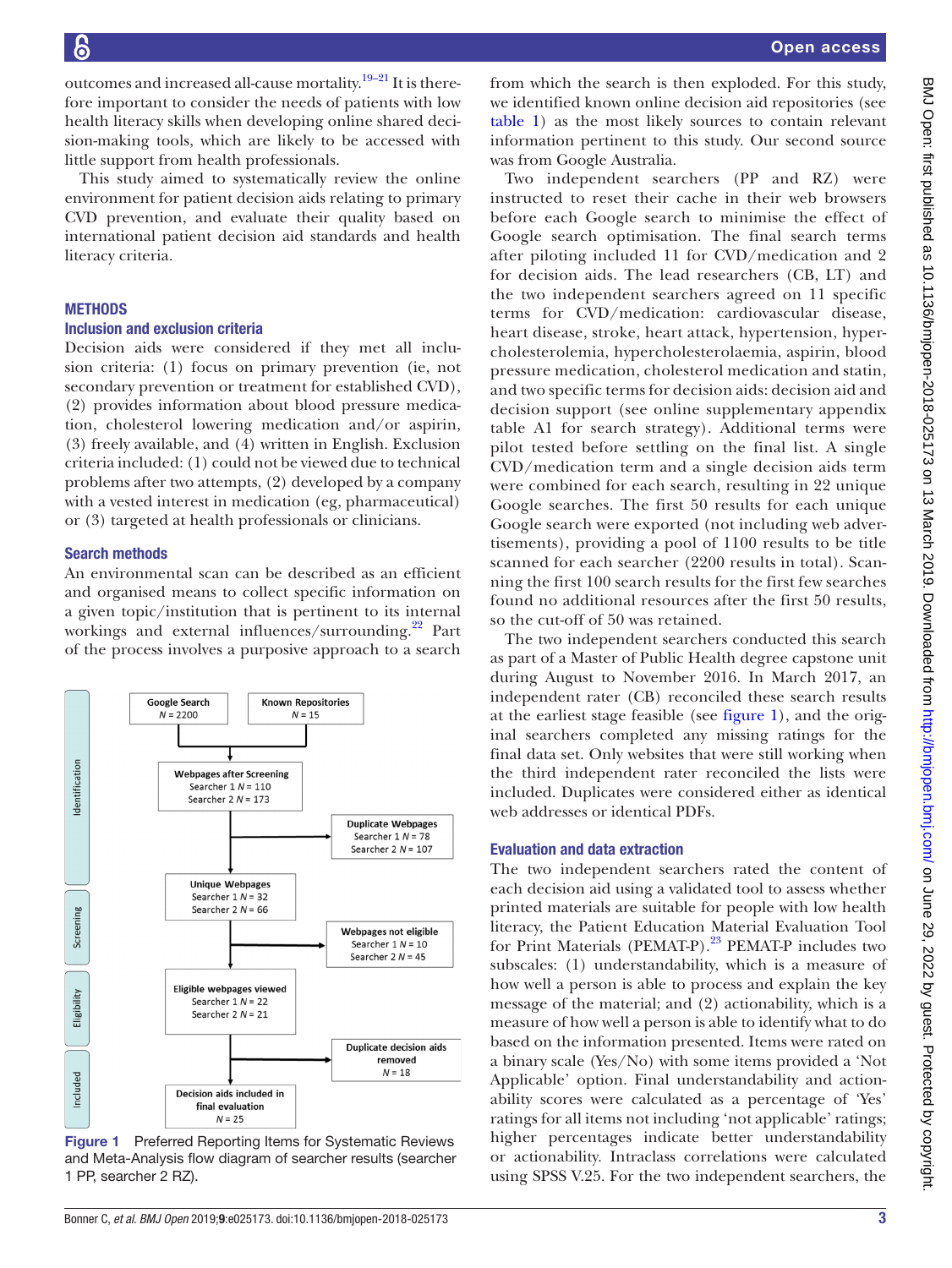outcomes and increased all-cause mortality.[19–21] It is therefore important to consider the needs of patients with low health literacy skills when developing online shared decision-making tools, which are likely to be accessed with little support from health professionals.

This study aimed to systematically review the online environment for patient decision aids relating to primary CVD prevention, and evaluate their quality based on international patient decision aid standards and health literacy criteria.

## METHODS

### Inclusion and exclusion criteria

Decision aids were considered if they met all inclusion criteria: (1) focus on primary prevention (ie, not secondary prevention or treatment for established CVD), (2) provides information about blood pressure medication, cholesterol lowering medication and/or aspirin, (3) freely available, and (4) written in English. Exclusion criteria included: (1) could not be viewed due to technical problems after two attempts, (2) developed by a company with a vested interest in medication (eg, pharmaceutical) or (3) targeted at health professionals or clinicians.

### Search methods

An environmental scan can be described as an efficient and organised means to collect specific information on a given topic/institution that is pertinent to its internal workings and external influences/surrounding.[22] Part of the process involves a purposive approach to a search from which the search is then exploded. For this study, we identified known online decision aid repositories (see table 1) as the most likely sources to contain relevant information pertinent to this study. Our second source was from Google Australia.

Two independent searchers (PP and RZ) were instructed to reset their cache in their web browsers before each Google search to minimise the effect of Google search optimisation. The final search terms after piloting included 11 for CVD/medication and 2 for decision aids. The lead researchers (CB, LT) and the two independent searchers agreed on 11 specific terms for CVD/medication: cardiovascular disease, heart disease, stroke, heart attack, hypertension, hypercholesterolemia, hypercholesterolaemia, aspirin, blood pressure medication, cholesterol medication and statin, and two specific terms for decision aids: decision aid and decision support (see online supplementary appendix table A1 for search strategy). Additional terms were pilot tested before settling on the final list. A single CVD/medication term and a single decision aids term were combined for each search, resulting in 22 unique Google searches. The first 50 results for each unique Google search were exported (not including web advertisements), providing a pool of 1100 results to be title scanned for each searcher (2200 results in total). Scanning the first 100 search results for the first few searches found no additional resources after the first 50 results, so the cut-off of 50 was retained.

The two independent searchers conducted this search as part of a Master of Public Health degree capstone unit during August to November 2016. In March 2017, an independent rater (CB) reconciled these search results at the earliest stage feasible (see figure 1), and the original searchers completed any missing ratings for the final data set. Only websites that were still working when the third independent rater reconciled the lists were included. Duplicates were considered either as identical web addresses or identical PDFs.

Identification: Google Search $N = 2200$; Known Repositories $N = 15$ → Webpages after Screening: Searcher 1 $N = 110$, Searcher 2 $N = 173$ → Duplicate Webpages: Searcher 1 $N = 78$, Searcher 2 $N = 107$

Screening: Unique Webpages: Searcher 1 $N = 32$, Searcher 2 $N = 66$ → Webpages not eligible: Searcher 1 $N = 10$, Searcher 2 $N = 45$

Eligibility: Eligible webpages viewed: Searcher 1 $N = 22$, Searcher 2 $N = 21$ → Duplicate decision aids removed $N = 18$

Included: Decision aids included in final evaluation $N = 25$

Figure 1 Preferred Reporting Items for Systematic Reviews and Meta-Analysis flow diagram of searcher results (searcher 1 PP, searcher 2 RZ).

### Evaluation and data extraction

The two independent searchers rated the content of each decision aid using a validated tool to assess whether printed materials are suitable for people with low health literacy, the Patient Education Material Evaluation Tool for Print Materials (PEMAT-P).[23] PEMAT-P includes two subscales: (1) understandability, which is a measure of how well a person is able to process and explain the key message of the material; and (2) actionability, which is a measure of how well a person is able to identify what to do based on the information presented. Items were rated on a binary scale (Yes/No) with some items provided a 'Not Applicable' option. Final understandability and actionability scores were calculated as a percentage of 'Yes' ratings for all items not including 'not applicable' ratings; higher percentages indicate better understandability or actionability. Intraclass correlations were calculated using SPSS V.25. For the two independent searchers, the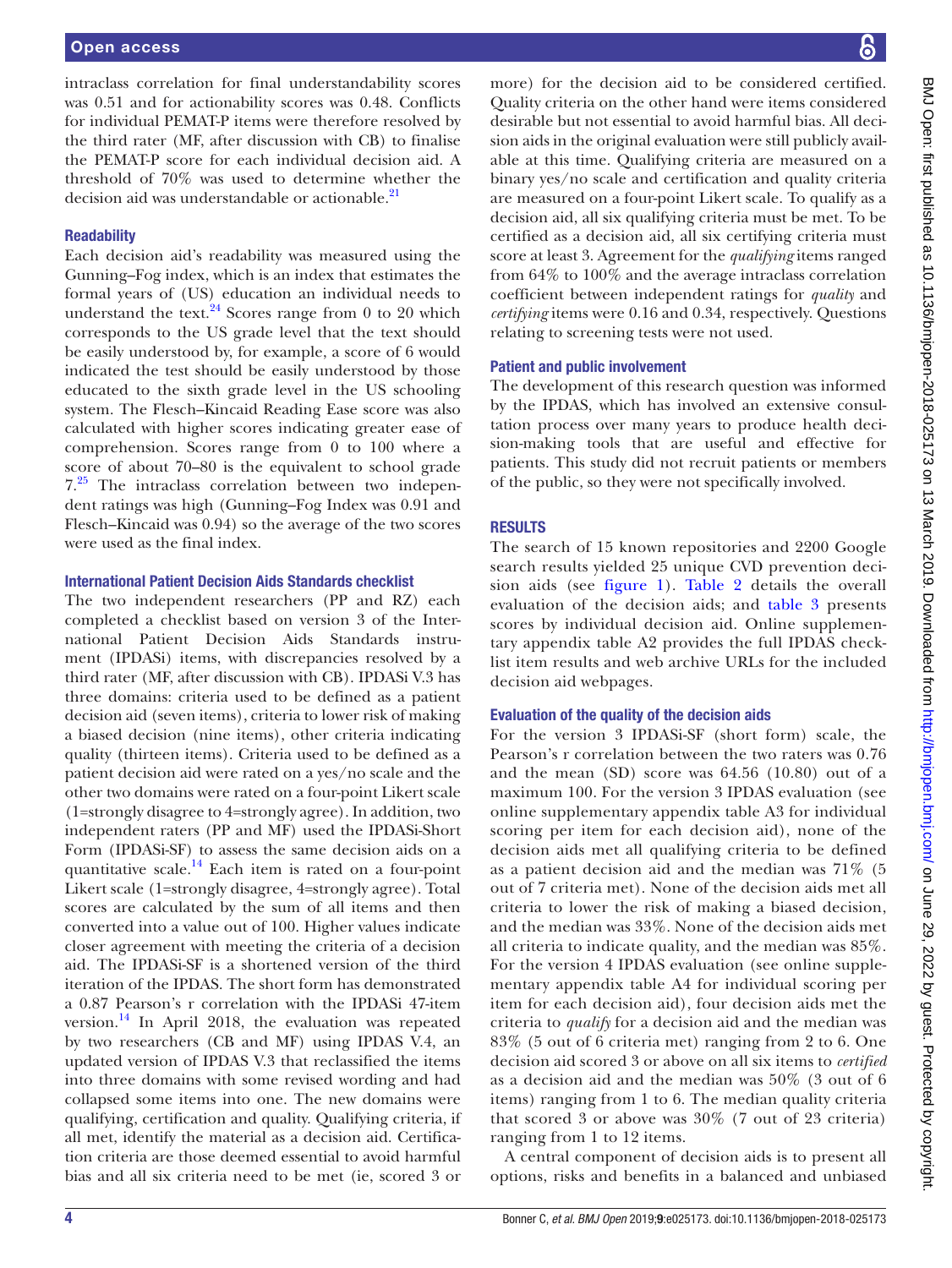intraclass correlation for final understandability scores was 0.51 and for actionability scores was 0.48. Conflicts for individual PEMAT-P items were therefore resolved by the third rater (MF, after discussion with CB) to finalise the PEMAT-P score for each individual decision aid. A threshold of 70% was used to determine whether the decision aid was understandable or actionable.[21]

### Readability

Each decision aid's readability was measured using the Gunning–Fog index, which is an index that estimates the formal years of (US) education an individual needs to understand the text.[24] Scores range from 0 to 20 which corresponds to the US grade level that the text should be easily understood by, for example, a score of 6 would indicated the test should be easily understood by those educated to the sixth grade level in the US schooling system. The Flesch–Kincaid Reading Ease score was also calculated with higher scores indicating greater ease of comprehension. Scores range from 0 to 100 where a score of about 70–80 is the equivalent to school grade 7.[25] The intraclass correlation between two independent ratings was high (Gunning–Fog Index was 0.91 and Flesch–Kincaid was 0.94) so the average of the two scores were used as the final index.

### International Patient Decision Aids Standards checklist

The two independent researchers (PP and RZ) each completed a checklist based on version 3 of the International Patient Decision Aids Standards instrument (IPDASi) items, with discrepancies resolved by a third rater (MF, after discussion with CB). IPDASi V.3 has three domains: criteria used to be defined as a patient decision aid (seven items), criteria to lower risk of making a biased decision (nine items), other criteria indicating quality (thirteen items). Criteria used to be defined as a patient decision aid were rated on a yes/no scale and the other two domains were rated on a four-point Likert scale (1=strongly disagree to 4=strongly agree). In addition, two independent raters (PP and MF) used the IPDASi-Short Form (IPDASi-SF) to assess the same decision aids on a quantitative scale.[14] Each item is rated on a four-point Likert scale (1=strongly disagree, 4=strongly agree). Total scores are calculated by the sum of all items and then converted into a value out of 100. Higher values indicate closer agreement with meeting the criteria of a decision aid. The IPDASi-SF is a shortened version of the third iteration of the IPDAS. The short form has demonstrated a 0.87 Pearson's r correlation with the IPDASi 47-item version.[14] In April 2018, the evaluation was repeated by two researchers (CB and MF) using IPDAS V.4, an updated version of IPDAS V.3 that reclassified the items into three domains with some revised wording and had collapsed some items into one. The new domains were qualifying, certification and quality. Qualifying criteria, if all met, identify the material as a decision aid. Certification criteria are those deemed essential to avoid harmful bias and all six criteria need to be met (ie, scored 3 or more) for the decision aid to be considered certified. Quality criteria on the other hand were items considered desirable but not essential to avoid harmful bias. All decision aids in the original evaluation were still publicly available at this time. Qualifying criteria are measured on a binary yes/no scale and certification and quality criteria are measured on a four-point Likert scale. To qualify as a decision aid, all six qualifying criteria must be met. To be certified as a decision aid, all six certifying criteria must score at least 3. Agreement for the *qualifying* items ranged from 64% to 100% and the average intraclass correlation coefficient between independent ratings for *quality* and *certifying* items were 0.16 and 0.34, respectively. Questions relating to screening tests were not used.

### Patient and public involvement

The development of this research question was informed by the IPDAS, which has involved an extensive consultation process over many years to produce health decision-making tools that are useful and effective for patients. This study did not recruit patients or members of the public, so they were not specifically involved.

## RESULTS

The search of 15 known repositories and 2200 Google search results yielded 25 unique CVD prevention decision aids (see figure 1). Table 2 details the overall evaluation of the decision aids; and table 3 presents scores by individual decision aid. Online supplementary appendix table A2 provides the full IPDAS checklist item results and web archive URLs for the included decision aid webpages.

### Evaluation of the quality of the decision aids

For the version 3 IPDASi-SF (short form) scale, the Pearson's r correlation between the two raters was 0.76 and the mean (SD) score was 64.56 (10.80) out of a maximum 100. For the version 3 IPDAS evaluation (see online supplementary appendix table A3 for individual scoring per item for each decision aid), none of the decision aids met all qualifying criteria to be defined as a patient decision aid and the median was 71% (5 out of 7 criteria met). None of the decision aids met all criteria to lower the risk of making a biased decision, and the median was 33%. None of the decision aids met all criteria to indicate quality, and the median was 85%. For the version 4 IPDAS evaluation (see online supplementary appendix table A4 for individual scoring per item for each decision aid), four decision aids met the criteria to *qualify* for a decision aid and the median was 83% (5 out of 6 criteria met) ranging from 2 to 6. One decision aid scored 3 or above on all six items to *certified* as a decision aid and the median was 50% (3 out of 6 items) ranging from 1 to 6. The median quality criteria that scored 3 or above was 30% (7 out of 23 criteria) ranging from 1 to 12 items.

A central component of decision aids is to present all options, risks and benefits in a balanced and unbiased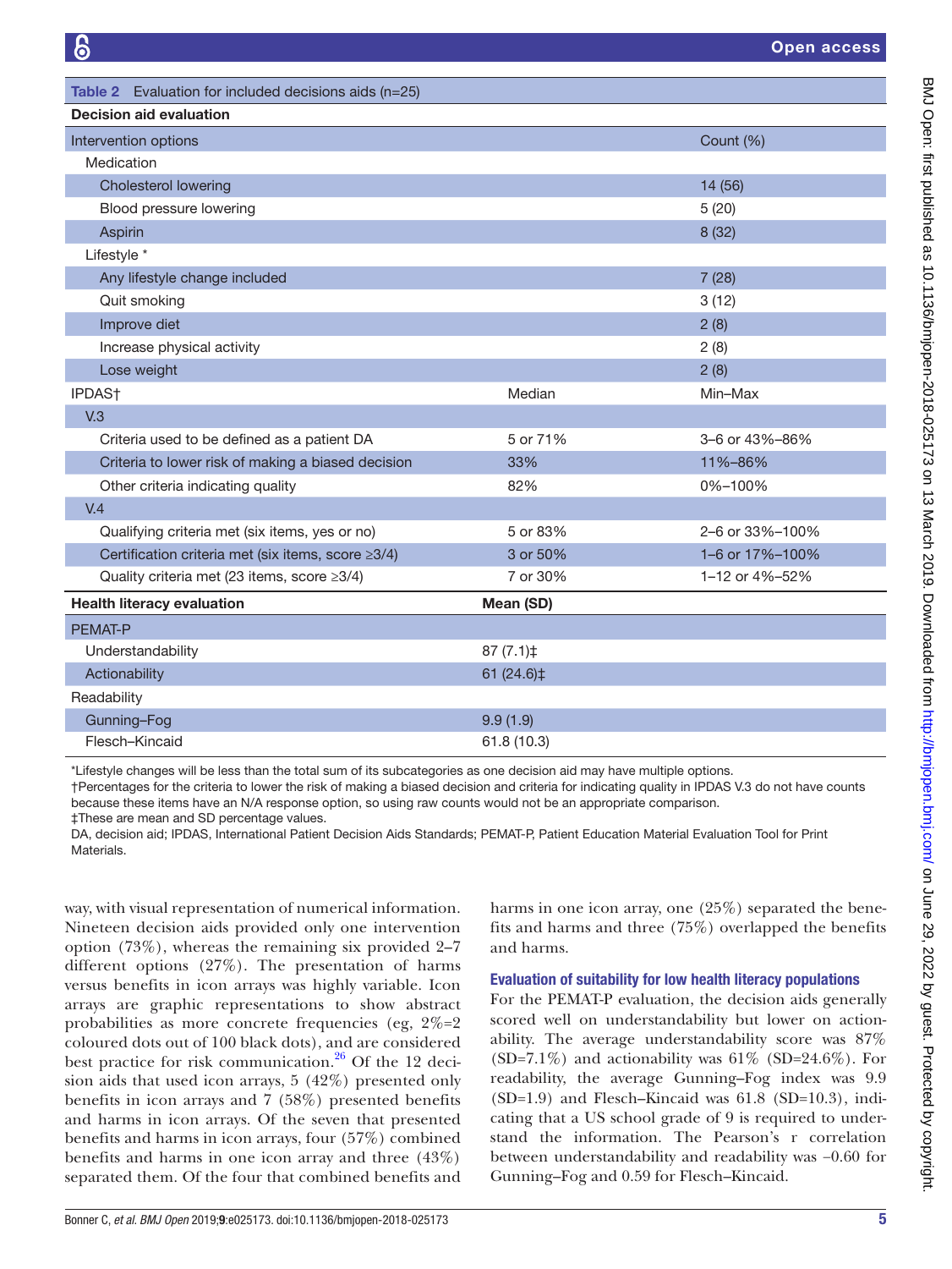**Table 2** Evaluation for included decisions aids (n=25)

| Decision aid evaluation | | |
|---|---|---|
| Intervention options | | Count (%) |
| Medication | | |
| Cholesterol lowering | | 14 (56) |
| Blood pressure lowering | | 5 (20) |
| Aspirin | | 8 (32) |
| Lifestyle * | | |
| Any lifestyle change included | | 7 (28) |
| Quit smoking | | 3 (12) |
| Improve diet | | 2 (8) |
| Increase physical activity | | 2 (8) |
| Lose weight | | 2 (8) |
| IPDAS† | Median | Min–Max |
| V.3 | | |
| Criteria used to be defined as a patient DA | 5 or 71% | 3–6 or 43%–86% |
| Criteria to lower risk of making a biased decision | 33% | 11%–86% |
| Other criteria indicating quality | 82% | 0%–100% |
| V.4 | | |
| Qualifying criteria met (six items, yes or no) | 5 or 83% | 2–6 or 33%–100% |
| Certification criteria met (six items, score ≥3/4) | 3 or 50% | 1–6 or 17%–100% |
| Quality criteria met (23 items, score ≥3/4) | 7 or 30% | 1–12 or 4%–52% |
| **Health literacy evaluation** | **Mean (SD)** | |
| PEMAT-P | | |
| Understandability | 87 (7.1)‡ | |
| Actionability | 61 (24.6)‡ | |
| Readability | | |
| Gunning–Fog | 9.9 (1.9) | |
| Flesch–Kincaid | 61.8 (10.3) | |

*Lifestyle changes will be less than the total sum of its subcategories as one decision aid may have multiple options.
†Percentages for the criteria to lower the risk of making a biased decision and criteria for indicating quality in IPDAS V.3 do not have counts because these items have an N/A response option, so using raw counts would not be an appropriate comparison.
‡These are mean and SD percentage values.
DA, decision aid; IPDAS, International Patient Decision Aids Standards; PEMAT-P, Patient Education Material Evaluation Tool for Print Materials.

way, with visual representation of numerical information. Nineteen decision aids provided only one intervention option (73%), whereas the remaining six provided 2–7 different options (27%). The presentation of harms versus benefits in icon arrays was highly variable. Icon arrays are graphic representations to show abstract probabilities as more concrete frequencies (eg, 2%=2 coloured dots out of 100 black dots), and are considered best practice for risk communication.[26] Of the 12 decision aids that used icon arrays, 5 (42%) presented only benefits in icon arrays and 7 (58%) presented benefits and harms in icon arrays. Of the seven that presented benefits and harms in icon arrays, four (57%) combined benefits and harms in one icon array and three (43%) separated them. Of the four that combined benefits and harms in one icon array, one (25%) separated the benefits and harms and three (75%) overlapped the benefits and harms.

### Evaluation of suitability for low health literacy populations

For the PEMAT-P evaluation, the decision aids generally scored well on understandability but lower on actionability. The average understandability score was 87% (SD=7.1%) and actionability was 61% (SD=24.6%). For readability, the average Gunning–Fog index was 9.9 (SD=1.9) and Flesch–Kincaid was 61.8 (SD=10.3), indicating that a US school grade of 9 is required to understand the information. The Pearson's r correlation between understandability and readability was −0.60 for Gunning–Fog and 0.59 for Flesch–Kincaid.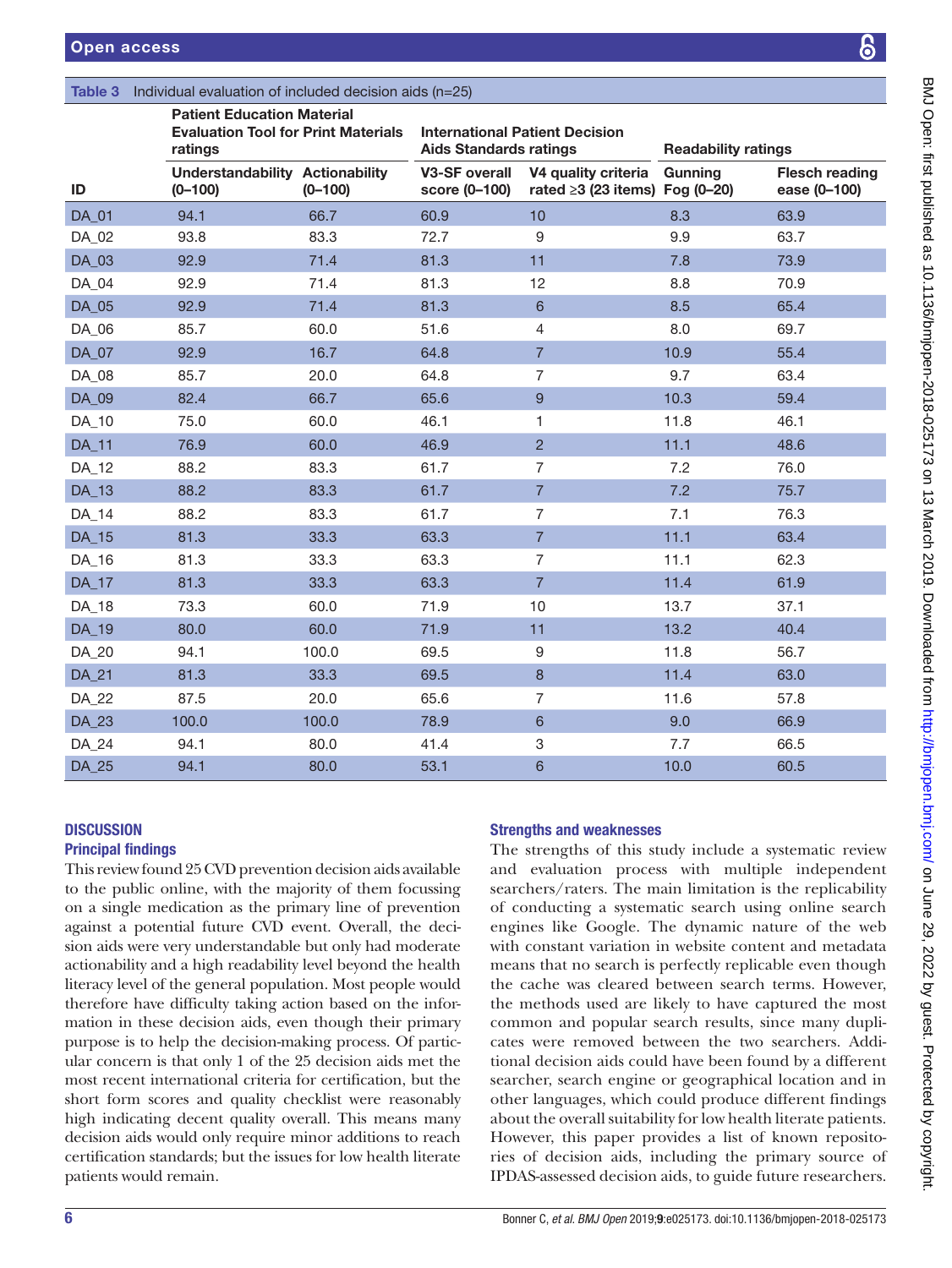**Table 3** Individual evaluation of included decision aids (n=25)

| ID | Patient Education Material Evaluation Tool for Print Materials ratings | | International Patient Decision Aids Standards ratings | | Readability ratings | |
|---|---|---|---|---|---|---|
| | Understandability (0–100) | Actionability (0–100) | V3-SF overall score (0–100) | V4 quality criteria rated ≥3 (23 items) | Gunning Fog (0–20) | Flesch reading ease (0–100) |
| DA_01 | 94.1 | 66.7 | 60.9 | 10 | 8.3 | 63.9 |
| DA_02 | 93.8 | 83.3 | 72.7 | 9 | 9.9 | 63.7 |
| DA_03 | 92.9 | 71.4 | 81.3 | 11 | 7.8 | 73.9 |
| DA_04 | 92.9 | 71.4 | 81.3 | 12 | 8.8 | 70.9 |
| DA_05 | 92.9 | 71.4 | 81.3 | 6 | 8.5 | 65.4 |
| DA_06 | 85.7 | 60.0 | 51.6 | 4 | 8.0 | 69.7 |
| DA_07 | 92.9 | 16.7 | 64.8 | 7 | 10.9 | 55.4 |
| DA_08 | 85.7 | 20.0 | 64.8 | 7 | 9.7 | 63.4 |
| DA_09 | 82.4 | 66.7 | 65.6 | 9 | 10.3 | 59.4 |
| DA_10 | 75.0 | 60.0 | 46.1 | 1 | 11.8 | 46.1 |
| DA_11 | 76.9 | 60.0 | 46.9 | 2 | 11.1 | 48.6 |
| DA_12 | 88.2 | 83.3 | 61.7 | 7 | 7.2 | 76.0 |
| DA_13 | 88.2 | 83.3 | 61.7 | 7 | 7.2 | 75.7 |
| DA_14 | 88.2 | 83.3 | 61.7 | 7 | 7.1 | 76.3 |
| DA_15 | 81.3 | 33.3 | 63.3 | 7 | 11.1 | 63.4 |
| DA_16 | 81.3 | 33.3 | 63.3 | 7 | 11.1 | 62.3 |
| DA_17 | 81.3 | 33.3 | 63.3 | 7 | 11.4 | 61.9 |
| DA_18 | 73.3 | 60.0 | 71.9 | 10 | 13.7 | 37.1 |
| DA_19 | 80.0 | 60.0 | 71.9 | 11 | 13.2 | 40.4 |
| DA_20 | 94.1 | 100.0 | 69.5 | 9 | 11.8 | 56.7 |
| DA_21 | 81.3 | 33.3 | 69.5 | 8 | 11.4 | 63.0 |
| DA_22 | 87.5 | 20.0 | 65.6 | 7 | 11.6 | 57.8 |
| DA_23 | 100.0 | 100.0 | 78.9 | 6 | 9.0 | 66.9 |
| DA_24 | 94.1 | 80.0 | 41.4 | 3 | 7.7 | 66.5 |
| DA_25 | 94.1 | 80.0 | 53.1 | 6 | 10.0 | 60.5 |

# DISCUSSION

## Principal findings

This review found 25 CVD prevention decision aids available to the public online, with the majority of them focussing on a single medication as the primary line of prevention against a potential future CVD event. Overall, the decision aids were very understandable but only had moderate actionability and a high readability level beyond the health literacy level of the general population. Most people would therefore have difficulty taking action based on the information in these decision aids, even though their primary purpose is to help the decision-making process. Of particular concern is that only 1 of the 25 decision aids met the most recent international criteria for certification, but the short form scores and quality checklist were reasonably high indicating decent quality overall. This means many decision aids would only require minor additions to reach certification standards; but the issues for low health literate patients would remain.

## Strengths and weaknesses

The strengths of this study include a systematic review and evaluation process with multiple independent searchers/raters. The main limitation is the replicability of conducting a systematic search using online search engines like Google. The dynamic nature of the web with constant variation in website content and metadata means that no search is perfectly replicable even though the cache was cleared between search terms. However, the methods used are likely to have captured the most common and popular search results, since many duplicates were removed between the two searchers. Additional decision aids could have been found by a different searcher, search engine or geographical location and in other languages, which could produce different findings about the overall suitability for low health literate patients. However, this paper provides a list of known repositories of decision aids, including the primary source of IPDAS-assessed decision aids, to guide future researchers.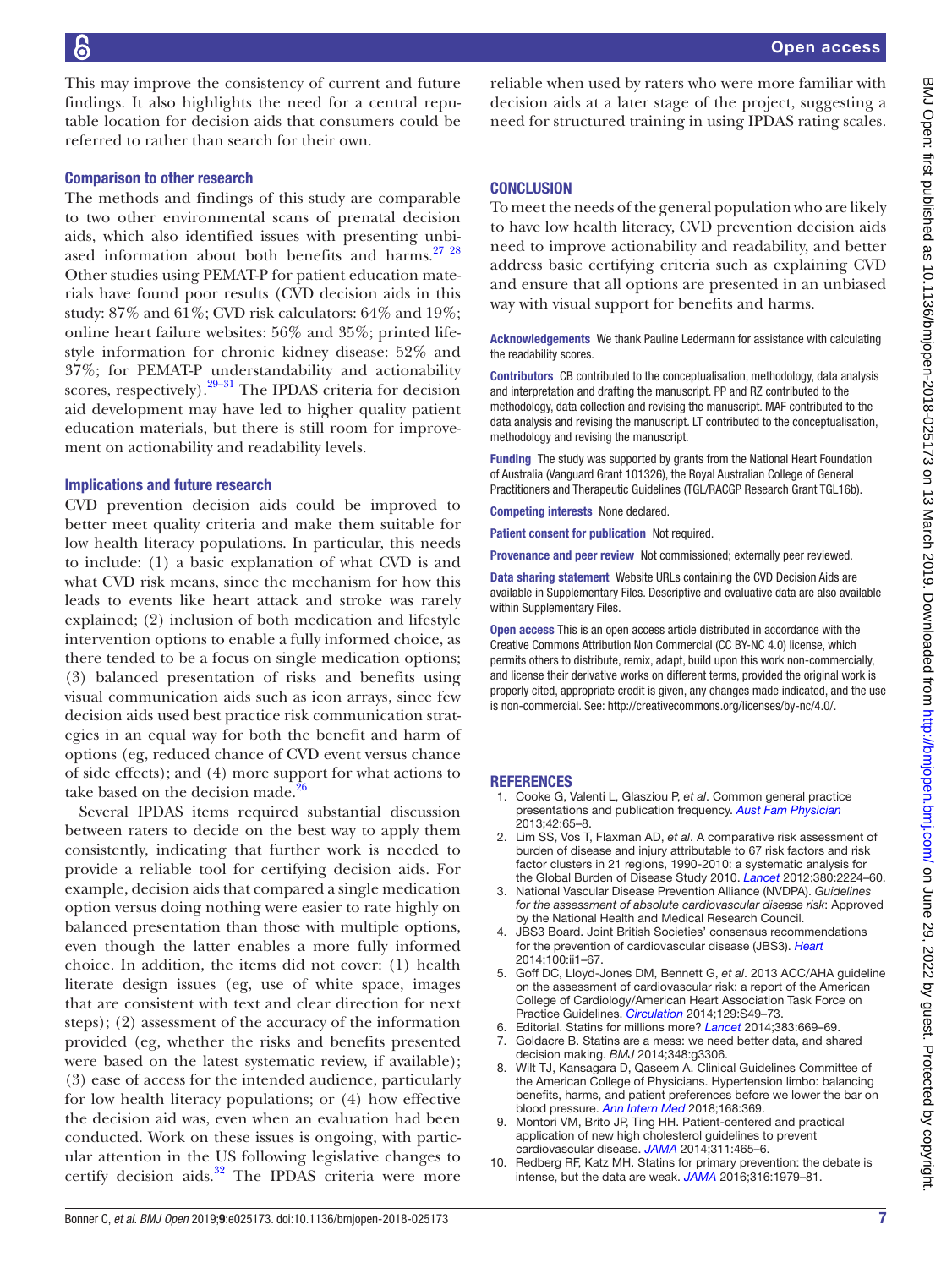This may improve the consistency of current and future findings. It also highlights the need for a central reputable location for decision aids that consumers could be referred to rather than search for their own.

### Comparison to other research

The methods and findings of this study are comparable to two other environmental scans of prenatal decision aids, which also identified issues with presenting unbiased information about both benefits and harms.[27 28] Other studies using PEMAT-P for patient education materials have found poor results (CVD decision aids in this study: 87% and 61%; CVD risk calculators: 64% and 19%; online heart failure websites: 56% and 35%; printed lifestyle information for chronic kidney disease: 52% and 37%; for PEMAT-P understandability and actionability scores, respectively).[29–31] The IPDAS criteria for decision aid development may have led to higher quality patient education materials, but there is still room for improvement on actionability and readability levels.

### Implications and future research

CVD prevention decision aids could be improved to better meet quality criteria and make them suitable for low health literacy populations. In particular, this needs to include: (1) a basic explanation of what CVD is and what CVD risk means, since the mechanism for how this leads to events like heart attack and stroke was rarely explained; (2) inclusion of both medication and lifestyle intervention options to enable a fully informed choice, as there tended to be a focus on single medication options; (3) balanced presentation of risks and benefits using visual communication aids such as icon arrays, since few decision aids used best practice risk communication strategies in an equal way for both the benefit and harm of options (eg, reduced chance of CVD event versus chance of side effects); and (4) more support for what actions to take based on the decision made.[26]

Several IPDAS items required substantial discussion between raters to decide on the best way to apply them consistently, indicating that further work is needed to provide a reliable tool for certifying decision aids. For example, decision aids that compared a single medication option versus doing nothing were easier to rate highly on balanced presentation than those with multiple options, even though the latter enables a more fully informed choice. In addition, the items did not cover: (1) health literate design issues (eg, use of white space, images that are consistent with text and clear direction for next steps); (2) assessment of the accuracy of the information provided (eg, whether the risks and benefits presented were based on the latest systematic review, if available); (3) ease of access for the intended audience, particularly for low health literacy populations; or (4) how effective the decision aid was, even when an evaluation had been conducted. Work on these issues is ongoing, with particular attention in the US following legislative changes to certify decision aids.[32] The IPDAS criteria were more reliable when used by raters who were more familiar with decision aids at a later stage of the project, suggesting a need for structured training in using IPDAS rating scales.

## CONCLUSION

To meet the needs of the general population who are likely to have low health literacy, CVD prevention decision aids need to improve actionability and readability, and better address basic certifying criteria such as explaining CVD and ensure that all options are presented in an unbiased way with visual support for benefits and harms.

**Acknowledgements** We thank Pauline Ledermann for assistance with calculating the readability scores.

**Contributors** CB contributed to the conceptualisation, methodology, data analysis and interpretation and drafting the manuscript. PP and RZ contributed to the methodology, data collection and revising the manuscript. MAF contributed to the data analysis and revising the manuscript. LT contributed to the conceptualisation, methodology and revising the manuscript.

**Funding** The study was supported by grants from the National Heart Foundation of Australia (Vanguard Grant 101326), the Royal Australian College of General Practitioners and Therapeutic Guidelines (TGL/RACGP Research Grant TGL16b).

**Competing interests** None declared.

**Patient consent for publication** Not required.

**Provenance and peer review** Not commissioned; externally peer reviewed.

**Data sharing statement** Website URLs containing the CVD Decision Aids are available in Supplementary Files. Descriptive and evaluative data are also available within Supplementary Files.

**Open access** This is an open access article distributed in accordance with the Creative Commons Attribution Non Commercial (CC BY-NC 4.0) license, which permits others to distribute, remix, adapt, build upon this work non-commercially, and license their derivative works on different terms, provided the original work is properly cited, appropriate credit is given, any changes made indicated, and the use is non-commercial. See: http://creativecommons.org/licenses/by-nc/4.0/.

## REFERENCES

1. Cooke G, Valenti L, Glasziou P, *et al*. Common general practice presentations and publication frequency. *Aust Fam Physician* 2013;42:65–8.
2. Lim SS, Vos T, Flaxman AD, *et al*. A comparative risk assessment of burden of disease and injury attributable to 67 risk factors and risk factor clusters in 21 regions, 1990-2010: a systematic analysis for the Global Burden of Disease Study 2010. *Lancet* 2012;380:2224–60.
3. National Vascular Disease Prevention Alliance (NVDPA). *Guidelines for the assessment of absolute cardiovascular disease risk*: Approved by the National Health and Medical Research Council.
4. JBS3 Board. Joint British Societies' consensus recommendations for the prevention of cardiovascular disease (JBS3). *Heart* 2014;100:ii1–67.
5. Goff DC, Lloyd-Jones DM, Bennett G, *et al*. 2013 ACC/AHA guideline on the assessment of cardiovascular risk: a report of the American College of Cardiology/American Heart Association Task Force on Practice Guidelines. *Circulation* 2014;129:S49–73.
6. Editorial. Statins for millions more? *Lancet* 2014;383:669–69.
7. Goldacre B. Statins are a mess: we need better data, and shared decision making. *BMJ* 2014;348:g3306.
8. Wilt TJ, Kansagara D, Qaseem A. Clinical Guidelines Committee of the American College of Physicians. Hypertension limbo: balancing benefits, harms, and patient preferences before we lower the bar on blood pressure. *Ann Intern Med* 2018;168:369.
9. Montori VM, Brito JP, Ting HH. Patient-centered and practical application of new high cholesterol guidelines to prevent cardiovascular disease. *JAMA* 2014;311:465–6.
10. Redberg RF, Katz MH. Statins for primary prevention: the debate is intense, but the data are weak. *JAMA* 2016;316:1979–81.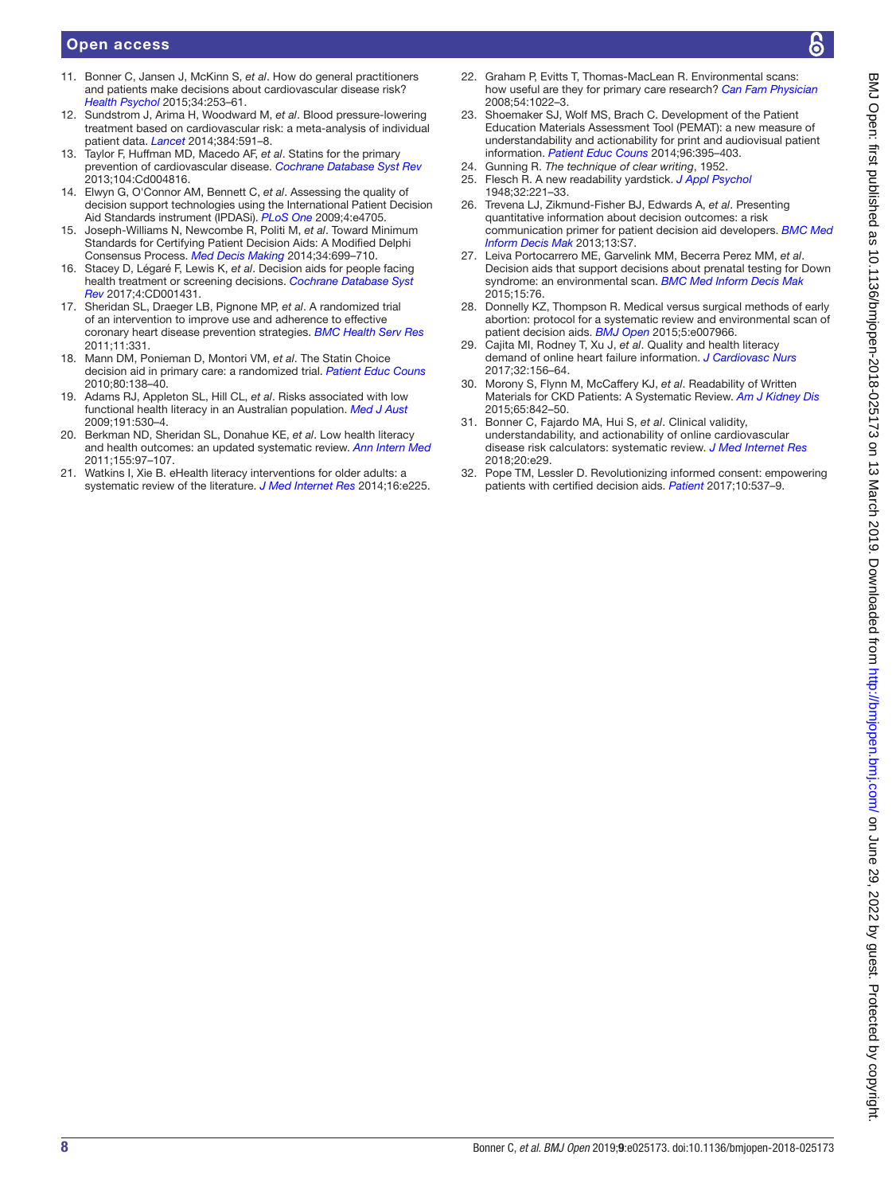11. Bonner C, Jansen J, McKinn S, *et al*. How do general practitioners and patients make decisions about cardiovascular disease risk? *Health Psychol* 2015;34:253–61.
12. Sundstrom J, Arima H, Woodward M, *et al*. Blood pressure-lowering treatment based on cardiovascular risk: a meta-analysis of individual patient data. *Lancet* 2014;384:591–8.
13. Taylor F, Huffman MD, Macedo AF, *et al*. Statins for the primary prevention of cardiovascular disease. *Cochrane Database Syst Rev* 2013;104:Cd004816.
14. Elwyn G, O'Connor AM, Bennett C, *et al*. Assessing the quality of decision support technologies using the International Patient Decision Aid Standards instrument (IPDASi). *PLoS One* 2009;4:e4705.
15. Joseph-Williams N, Newcombe R, Politi M, *et al*. Toward Minimum Standards for Certifying Patient Decision Aids: A Modified Delphi Consensus Process. *Med Decis Making* 2014;34:699–710.
16. Stacey D, Légaré F, Lewis K, *et al*. Decision aids for people facing health treatment or screening decisions. *Cochrane Database Syst Rev* 2017;4:CD001431.
17. Sheridan SL, Draeger LB, Pignone MP, *et al*. A randomized trial of an intervention to improve use and adherence to effective coronary heart disease prevention strategies. *BMC Health Serv Res* 2011;11:331.
18. Mann DM, Ponieman D, Montori VM, *et al*. The Statin Choice decision aid in primary care: a randomized trial. *Patient Educ Couns* 2010;80:138–40.
19. Adams RJ, Appleton SL, Hill CL, *et al*. Risks associated with low functional health literacy in an Australian population. *Med J Aust* 2009;191:530–4.
20. Berkman ND, Sheridan SL, Donahue KE, *et al*. Low health literacy and health outcomes: an updated systematic review. *Ann Intern Med* 2011;155:97–107.
21. Watkins I, Xie B. eHealth literacy interventions for older adults: a systematic review of the literature. *J Med Internet Res* 2014;16:e225.
22. Graham P, Evitts T, Thomas-MacLean R. Environmental scans: how useful are they for primary care research? *Can Fam Physician* 2008;54:1022–3.
23. Shoemaker SJ, Wolf MS, Brach C. Development of the Patient Education Materials Assessment Tool (PEMAT): a new measure of understandability and actionability for print and audiovisual patient information. *Patient Educ Couns* 2014;96:395–403.
24. Gunning R. *The technique of clear writing*, 1952.
25. Flesch R. A new readability yardstick. *J Appl Psychol* 1948;32:221–33.
26. Trevena LJ, Zikmund-Fisher BJ, Edwards A, *et al*. Presenting quantitative information about decision outcomes: a risk communication primer for patient decision aid developers. *BMC Med Inform Decis Mak* 2013;13:S7.
27. Leiva Portocarrero ME, Garvelink MM, Becerra Perez MM, *et al*. Decision aids that support decisions about prenatal testing for Down syndrome: an environmental scan. *BMC Med Inform Decis Mak* 2015;15:76.
28. Donnelly KZ, Thompson R. Medical versus surgical methods of early abortion: protocol for a systematic review and environmental scan of patient decision aids. *BMJ Open* 2015;5:e007966.
29. Cajita MI, Rodney T, Xu J, *et al*. Quality and health literacy demand of online heart failure information. *J Cardiovasc Nurs* 2017;32:156–64.
30. Morony S, Flynn M, McCaffery KJ, *et al*. Readability of Written Materials for CKD Patients: A Systematic Review. *Am J Kidney Dis* 2015;65:842–50.
31. Bonner C, Fajardo MA, Hui S, *et al*. Clinical validity, understandability, and actionability of online cardiovascular disease risk calculators: systematic review. *J Med Internet Res* 2018;20:e29.
32. Pope TM, Lessler D. Revolutionizing informed consent: empowering patients with certified decision aids. *Patient* 2017;10:537–9.